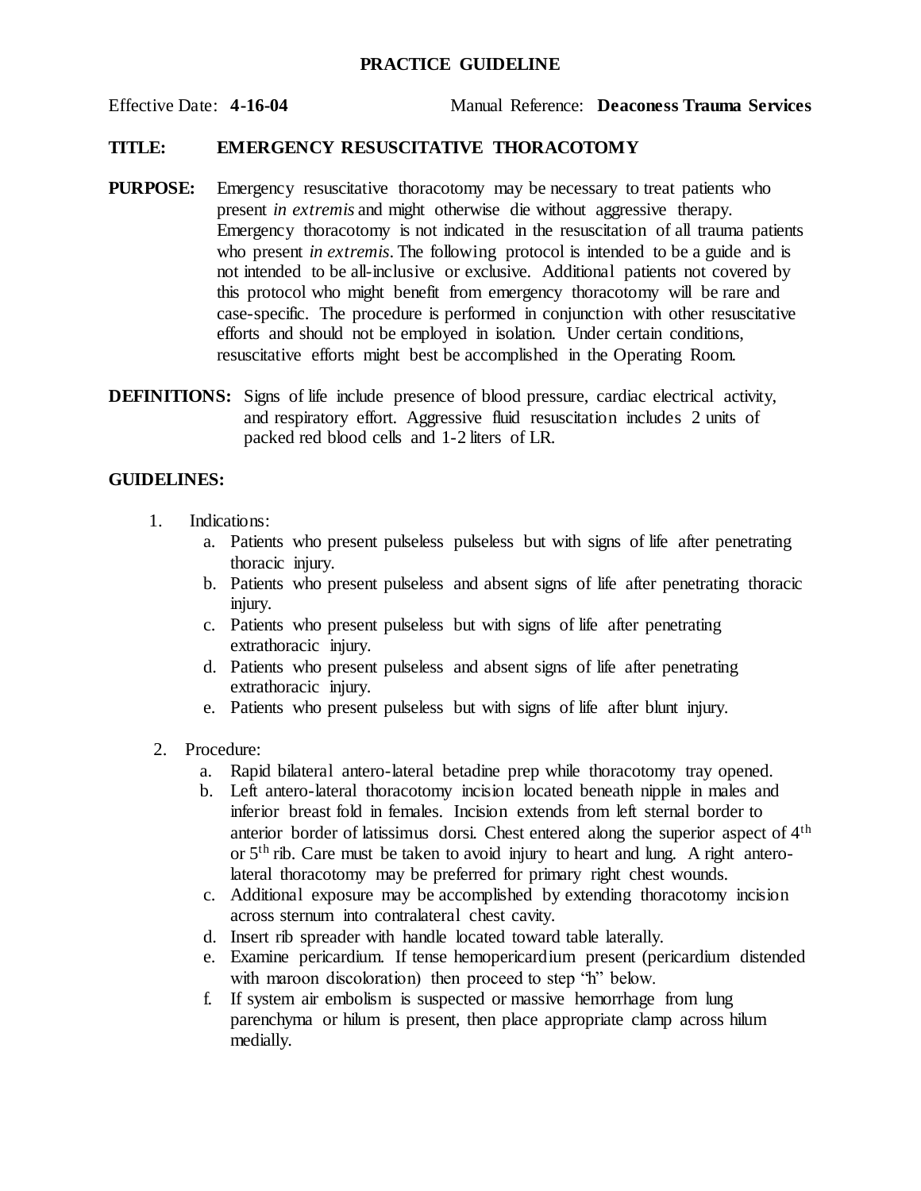# PRACTICE GUIDELINE

Effective Date: **4-16-04** Manual Reference: **Deaconess Trauma Services**

**TITLE: EMERGENCY RESUSCITATIVE THORACOTOMY**

**PURPOSE:** Emergency resuscitative thoracotomy may be necessary to treat patients who present *in extremis* and might otherwise die without aggressive therapy. Emergency thoracotomy is not indicated in the resuscitation of all trauma patients who present *in extremis*. The following protocol is intended to be a guide and is not intended to be all-inclusive or exclusive. Additional patients not covered by this protocol who might benefit from emergency thoracotomy will be rare and case-specific. The procedure is performed in conjunction with other resuscitative efforts and should not be employed in isolation. Under certain conditions, resuscitative efforts might best be accomplished in the Operating Room.

**DEFINITIONS:** Signs of life include presence of blood pressure, cardiac electrical activity, and respiratory effort. Aggressive fluid resuscitation includes 2 units of packed red blood cells and 1-2 liters of LR.

**GUIDELINES:**

1. Indications:
   a. Patients who present pulseless pulseless but with signs of life after penetrating thoracic injury.
   b. Patients who present pulseless and absent signs of life after penetrating thoracic injury.
   c. Patients who present pulseless but with signs of life after penetrating extrathoracic injury.
   d. Patients who present pulseless and absent signs of life after penetrating extrathoracic injury.
   e. Patients who present pulseless but with signs of life after blunt injury.

2. Procedure:
   a. Rapid bilateral antero-lateral betadine prep while thoracotomy tray opened.
   b. Left antero-lateral thoracotomy incision located beneath nipple in males and inferior breast fold in females. Incision extends from left sternal border to anterior border of latissimus dorsi. Chest entered along the superior aspect of 4th or 5th rib. Care must be taken to avoid injury to heart and lung. A right antero-lateral thoracotomy may be preferred for primary right chest wounds.
   c. Additional exposure may be accomplished by extending thoracotomy incision across sternum into contralateral chest cavity.
   d. Insert rib spreader with handle located toward table laterally.
   e. Examine pericardium. If tense hemopericardium present (pericardium distended with maroon discoloration) then proceed to step "h" below.
   f. If system air embolism is suspected or massive hemorrhage from lung parenchyma or hilum is present, then place appropriate clamp across hilum medially.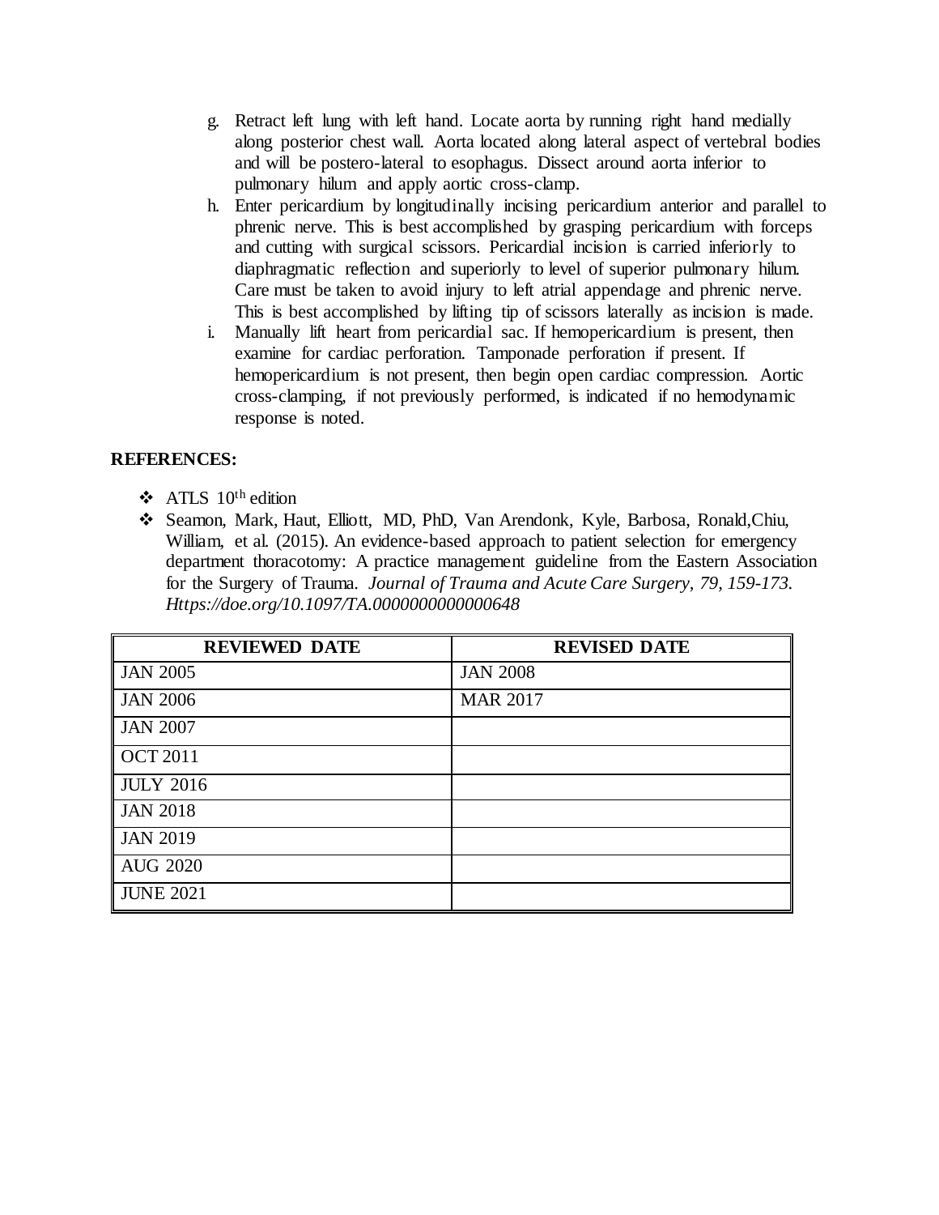g. Retract left lung with left hand. Locate aorta by running right hand medially along posterior chest wall. Aorta located along lateral aspect of vertebral bodies and will be postero-lateral to esophagus. Dissect around aorta inferior to pulmonary hilum and apply aortic cross-clamp.

h. Enter pericardium by longitudinally incising pericardium anterior and parallel to phrenic nerve. This is best accomplished by grasping pericardium with forceps and cutting with surgical scissors. Pericardial incision is carried inferiorly to diaphragmatic reflection and superiorly to level of superior pulmonary hilum. Care must be taken to avoid injury to left atrial appendage and phrenic nerve. This is best accomplished by lifting tip of scissors laterally as incision is made.

i. Manually lift heart from pericardial sac. If hemopericardium is present, then examine for cardiac perforation. Tamponade perforation if present. If hemopericardium is not present, then begin open cardiac compression. Aortic cross-clamping, if not previously performed, is indicated if no hemodynamic response is noted.

**REFERENCES:**

- ATLS 10th edition
- Seamon, Mark, Haut, Elliott, MD, PhD, Van Arendonk, Kyle, Barbosa, Ronald,Chiu, William, et al. (2015). An evidence-based approach to patient selection for emergency department thoracotomy: A practice management guideline from the Eastern Association for the Surgery of Trauma. *Journal of Trauma and Acute Care Surgery, 79, 159-173. Https://doe.org/10.1097/TA.0000000000000648*

| REVIEWED DATE | REVISED DATE |
|---|---|
| JAN 2005 | JAN 2008 |
| JAN 2006 | MAR 2017 |
| JAN 2007 | |
| OCT 2011 | |
| JULY 2016 | |
| JAN 2018 | |
| JAN 2019 | |
| AUG 2020 | |
| JUNE 2021 | |